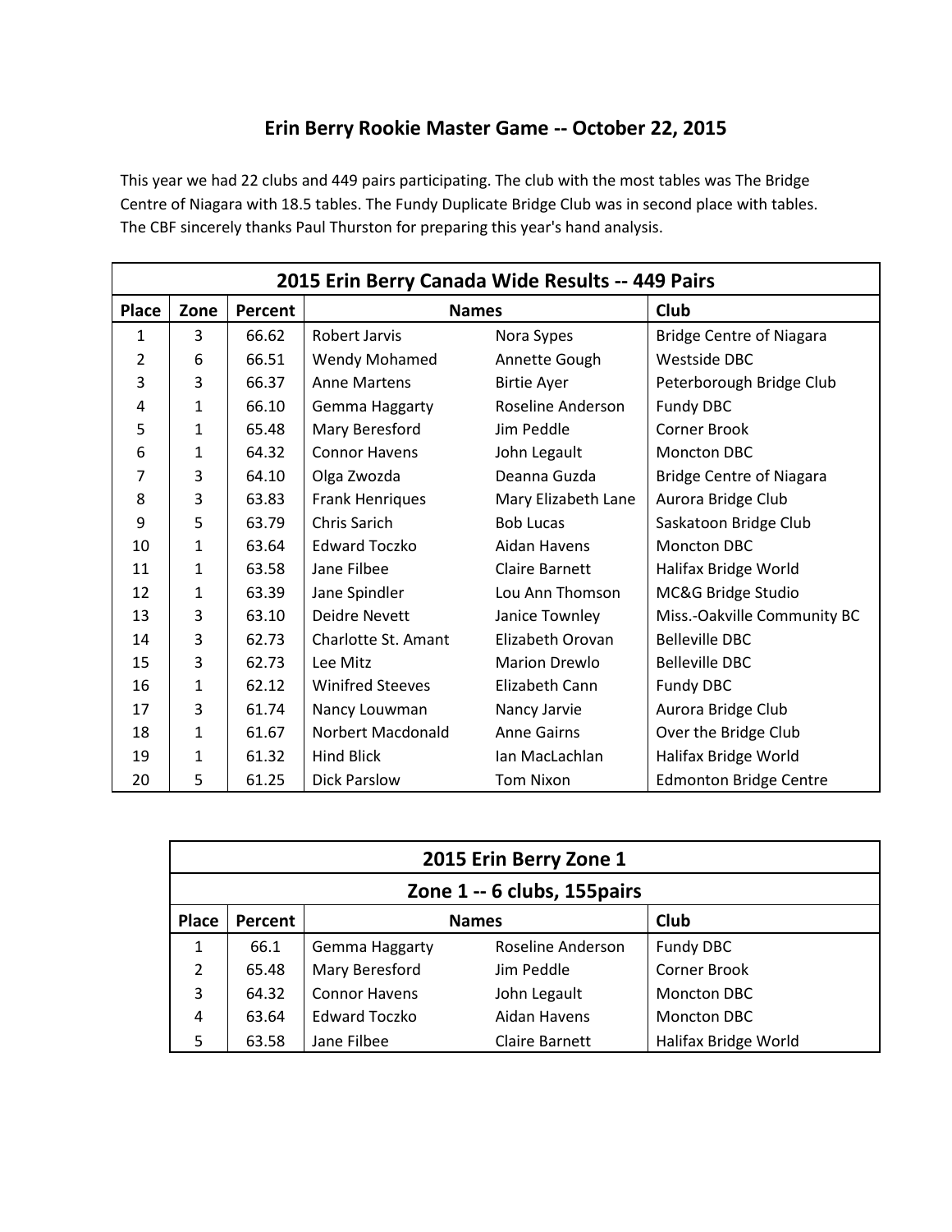# Erin Berry Rookie Master Game -- October 22, 2015

This year we had 22 clubs and 449 pairs participating. The club with the most tables was The Bridge Centre of Niagara with 18.5 tables. The Fundy Duplicate Bridge Club was in second place with tables. The CBF sincerely thanks Paul Thurston for preparing this year's hand analysis.

| 2015 Erin Berry Canada Wide Results -- 449 Pairs | | | | | |
|---|---|---|---|---|---|
| **Place** | **Zone** | **Percent** | **Names** | | **Club** |
| 1 | 3 | 66.62 | Robert Jarvis | Nora Sypes | Bridge Centre of Niagara |
| 2 | 6 | 66.51 | Wendy Mohamed | Annette Gough | Westside DBC |
| 3 | 3 | 66.37 | Anne Martens | Birtie Ayer | Peterborough Bridge Club |
| 4 | 1 | 66.10 | Gemma Haggarty | Roseline Anderson | Fundy DBC |
| 5 | 1 | 65.48 | Mary Beresford | Jim Peddle | Corner Brook |
| 6 | 1 | 64.32 | Connor Havens | John Legault | Moncton DBC |
| 7 | 3 | 64.10 | Olga Zwozda | Deanna Guzda | Bridge Centre of Niagara |
| 8 | 3 | 63.83 | Frank Henriques | Mary Elizabeth Lane | Aurora Bridge Club |
| 9 | 5 | 63.79 | Chris Sarich | Bob Lucas | Saskatoon Bridge Club |
| 10 | 1 | 63.64 | Edward Toczko | Aidan Havens | Moncton DBC |
| 11 | 1 | 63.58 | Jane Filbee | Claire Barnett | Halifax Bridge World |
| 12 | 1 | 63.39 | Jane Spindler | Lou Ann Thomson | MC&G Bridge Studio |
| 13 | 3 | 63.10 | Deidre Nevett | Janice Townley | Miss.-Oakville Community BC |
| 14 | 3 | 62.73 | Charlotte St. Amant | Elizabeth Orovan | Belleville DBC |
| 15 | 3 | 62.73 | Lee Mitz | Marion Drewlo | Belleville DBC |
| 16 | 1 | 62.12 | Winifred Steeves | Elizabeth Cann | Fundy DBC |
| 17 | 3 | 61.74 | Nancy Louwman | Nancy Jarvie | Aurora Bridge Club |
| 18 | 1 | 61.67 | Norbert Macdonald | Anne Gairns | Over the Bridge Club |
| 19 | 1 | 61.32 | Hind Blick | Ian MacLachlan | Halifax Bridge World |
| 20 | 5 | 61.25 | Dick Parslow | Tom Nixon | Edmonton Bridge Centre |

| 2015 Erin Berry Zone 1 | | | | |
|---|---|---|---|---|
| **Zone 1 -- 6 clubs, 155pairs** | | | | |
| **Place** | **Percent** | **Names** | | **Club** |
| 1 | 66.1 | Gemma Haggarty | Roseline Anderson | Fundy DBC |
| 2 | 65.48 | Mary Beresford | Jim Peddle | Corner Brook |
| 3 | 64.32 | Connor Havens | John Legault | Moncton DBC |
| 4 | 63.64 | Edward Toczko | Aidan Havens | Moncton DBC |
| 5 | 63.58 | Jane Filbee | Claire Barnett | Halifax Bridge World |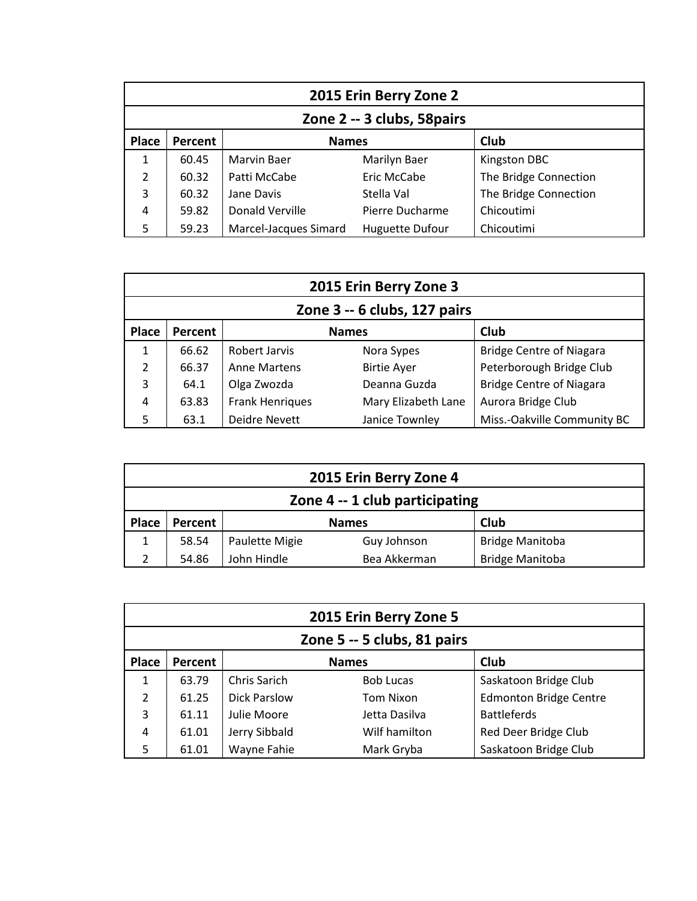| 2015 Erin Berry Zone 2 | | | | |
|---|---|---|---|---|
| Zone 2 -- 3 clubs, 58pairs | | | | |
| Place | Percent | Names | | Club |
| 1 | 60.45 | Marvin Baer | Marilyn Baer | Kingston DBC |
| 2 | 60.32 | Patti McCabe | Eric McCabe | The Bridge Connection |
| 3 | 60.32 | Jane Davis | Stella Val | The Bridge Connection |
| 4 | 59.82 | Donald Verville | Pierre Ducharme | Chicoutimi |
| 5 | 59.23 | Marcel-Jacques Simard | Huguette Dufour | Chicoutimi |

| 2015 Erin Berry Zone 3 | | | | |
|---|---|---|---|---|
| Zone 3 -- 6 clubs, 127 pairs | | | | |
| Place | Percent | Names | | Club |
| 1 | 66.62 | Robert Jarvis | Nora Sypes | Bridge Centre of Niagara |
| 2 | 66.37 | Anne Martens | Birtie Ayer | Peterborough Bridge Club |
| 3 | 64.1 | Olga Zwozda | Deanna Guzda | Bridge Centre of Niagara |
| 4 | 63.83 | Frank Henriques | Mary Elizabeth Lane | Aurora Bridge Club |
| 5 | 63.1 | Deidre Nevett | Janice Townley | Miss.-Oakville Community BC |

| 2015 Erin Berry Zone 4 | | | | |
|---|---|---|---|---|
| Zone 4 -- 1 club participating | | | | |
| Place | Percent | Names | | Club |
| 1 | 58.54 | Paulette Migie | Guy Johnson | Bridge Manitoba |
| 2 | 54.86 | John Hindle | Bea Akkerman | Bridge Manitoba |

| 2015 Erin Berry Zone 5 | | | | |
|---|---|---|---|---|
| Zone 5 -- 5 clubs, 81 pairs | | | | |
| Place | Percent | Names | | Club |
| 1 | 63.79 | Chris Sarich | Bob Lucas | Saskatoon Bridge Club |
| 2 | 61.25 | Dick Parslow | Tom Nixon | Edmonton Bridge Centre |
| 3 | 61.11 | Julie Moore | Jetta Dasilva | Battleferds |
| 4 | 61.01 | Jerry Sibbald | Wilf hamilton | Red Deer Bridge Club |
| 5 | 61.01 | Wayne Fahie | Mark Gryba | Saskatoon Bridge Club |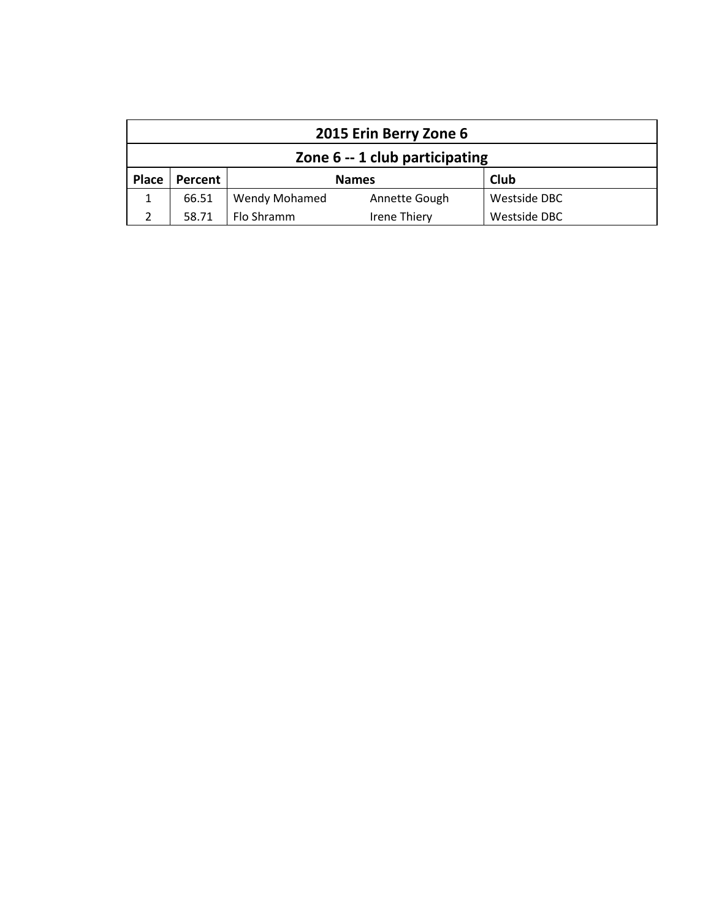| 2015 Erin Berry Zone 6 | | | | |
|---|---|---|---|---|
| Zone 6 -- 1 club participating | | | | |
| Place | Percent | Names | | Club |
| 1 | 66.51 | Wendy Mohamed | Annette Gough | Westside DBC |
| 2 | 58.71 | Flo Shramm | Irene Thiery | Westside DBC |